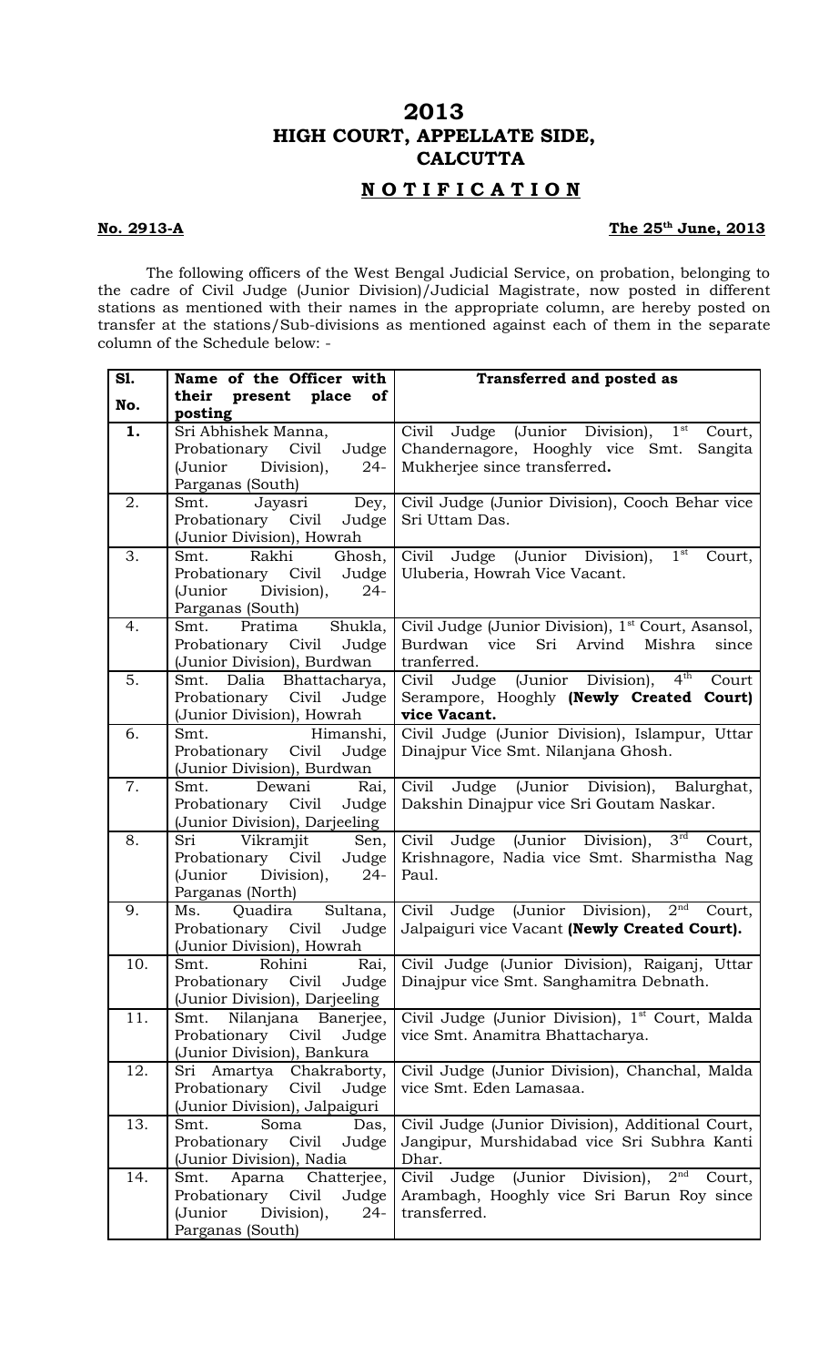# 2013
# HIGH COURT, APPELLATE SIDE, CALCUTTA

## N O T I F I C A T I O N

**No. 2913-A** **The 25th June, 2013**

The following officers of the West Bengal Judicial Service, on probation, belonging to the cadre of Civil Judge (Junior Division)/Judicial Magistrate, now posted in different stations as mentioned with their names in the appropriate column, are hereby posted on transfer at the stations/Sub-divisions as mentioned against each of them in the separate column of the Schedule below: -

| Sl. No. | Name of the Officer with their present place of posting | Transferred and posted as |
|---|---|---|
| **1.** | Sri Abhishek Manna, Probationary Civil Judge (Junior Division), 24-Parganas (South) | Civil Judge (Junior Division), 1st Court, Chandernagore, Hooghly vice Smt. Sangita Mukherjee since transferred**.** |
| 2. | Smt. Jayasri Dey, Probationary Civil Judge (Junior Division), Howrah | Civil Judge (Junior Division), Cooch Behar vice Sri Uttam Das. |
| 3. | Smt. Rakhi Ghosh, Probationary Civil Judge (Junior Division), 24-Parganas (South) | Civil Judge (Junior Division), 1st Court, Uluberia, Howrah Vice Vacant. |
| 4. | Smt. Pratima Shukla, Probationary Civil Judge (Junior Division), Burdwan | Civil Judge (Junior Division), 1st Court, Asansol, Burdwan vice Sri Arvind Mishra since tranferred. |
| 5. | Smt. Dalia Bhattacharya, Probationary Civil Judge (Junior Division), Howrah | Civil Judge (Junior Division), 4th Court Serampore, Hooghly **(Newly Created Court) vice Vacant.** |
| 6. | Smt. Himanshi, Probationary Civil Judge (Junior Division), Burdwan | Civil Judge (Junior Division), Islampur, Uttar Dinajpur Vice Smt. Nilanjana Ghosh. |
| 7. | Smt. Dewani Rai, Probationary Civil Judge (Junior Division), Darjeeling | Civil Judge (Junior Division), Balurghat, Dakshin Dinajpur vice Sri Goutam Naskar. |
| 8. | Sri Vikramjit Sen, Probationary Civil Judge (Junior Division), 24-Parganas (North) | Civil Judge (Junior Division), 3rd Court, Krishnagore, Nadia vice Smt. Sharmistha Nag Paul. |
| 9. | Ms. Quadira Sultana, Probationary Civil Judge (Junior Division), Howrah | Civil Judge (Junior Division), 2nd Court, Jalpaiguri vice Vacant **(Newly Created Court).** |
| 10. | Smt. Rohini Rai, Probationary Civil Judge (Junior Division), Darjeeling | Civil Judge (Junior Division), Raiganj, Uttar Dinajpur vice Smt. Sanghamitra Debnath. |
| 11. | Smt. Nilanjana Banerjee, Probationary Civil Judge (Junior Division), Bankura | Civil Judge (Junior Division), 1st Court, Malda vice Smt. Anamitra Bhattacharya. |
| 12. | Sri Amartya Chakraborty, Probationary Civil Judge (Junior Division), Jalpaiguri | Civil Judge (Junior Division), Chanchal, Malda vice Smt. Eden Lamasaa. |
| 13. | Smt. Soma Das, Probationary Civil Judge (Junior Division), Nadia | Civil Judge (Junior Division), Additional Court, Jangipur, Murshidabad vice Sri Subhra Kanti Dhar. |
| 14. | Smt. Aparna Chatterjee, Probationary Civil Judge (Junior Division), 24-Parganas (South) | Civil Judge (Junior Division), 2nd Court, Arambagh, Hooghly vice Sri Barun Roy since transferred. |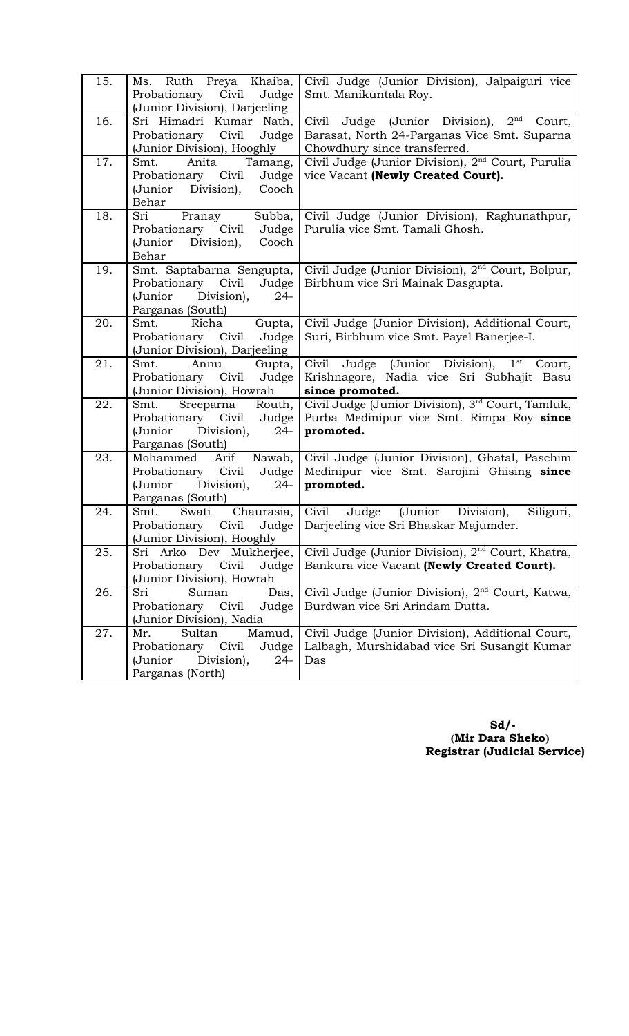| 15. | Ms. Ruth Preya Khaiba, Probationary Civil Judge (Junior Division), Darjeeling | Civil Judge (Junior Division), Jalpaiguri vice Smt. Manikuntala Roy. |
|---|---|---|
| 16. | Sri Himadri Kumar Nath, Probationary Civil Judge (Junior Division), Hooghly | Civil Judge (Junior Division), 2nd Court, Barasat, North 24-Parganas Vice Smt. Suparna Chowdhury since transferred. |
| 17. | Smt. Anita Tamang, Probationary Civil Judge (Junior Division), Cooch Behar | Civil Judge (Junior Division), 2nd Court, Purulia vice Vacant **(Newly Created Court).** |
| 18. | Sri Pranay Subba, Probationary Civil Judge (Junior Division), Cooch Behar | Civil Judge (Junior Division), Raghunathpur, Purulia vice Smt. Tamali Ghosh. |
| 19. | Smt. Saptabarna Sengupta, Probationary Civil Judge (Junior Division), 24-Parganas (South) | Civil Judge (Junior Division), 2nd Court, Bolpur, Birbhum vice Sri Mainak Dasgupta. |
| 20. | Smt. Richa Gupta, Probationary Civil Judge (Junior Division), Darjeeling | Civil Judge (Junior Division), Additional Court, Suri, Birbhum vice Smt. Payel Banerjee-I. |
| 21. | Smt. Annu Gupta, Probationary Civil Judge (Junior Division), Howrah | Civil Judge (Junior Division), 1st Court, Krishnagore, Nadia vice Sri Subhajit Basu **since promoted.** |
| 22. | Smt. Sreeparna Routh, Probationary Civil Judge (Junior Division), 24-Parganas (South) | Civil Judge (Junior Division), 3rd Court, Tamluk, Purba Medinipur vice Smt. Rimpa Roy **since promoted.** |
| 23. | Mohammed Arif Nawab, Probationary Civil Judge (Junior Division), 24-Parganas (South) | Civil Judge (Junior Division), Ghatal, Paschim Medinipur vice Smt. Sarojini Ghising **since promoted.** |
| 24. | Smt. Swati Chaurasia, Probationary Civil Judge (Junior Division), Hooghly | Civil Judge (Junior Division), Siliguri, Darjeeling vice Sri Bhaskar Majumder. |
| 25. | Sri Arko Dev Mukherjee, Probationary Civil Judge (Junior Division), Howrah | Civil Judge (Junior Division), 2nd Court, Khatra, Bankura vice Vacant **(Newly Created Court).** |
| 26. | Sri Suman Das, Probationary Civil Judge (Junior Division), Nadia | Civil Judge (Junior Division), 2nd Court, Katwa, Burdwan vice Sri Arindam Dutta. |
| 27. | Mr. Sultan Mamud, Probationary Civil Judge (Junior Division), 24-Parganas (North) | Civil Judge (Junior Division), Additional Court, Lalbagh, Murshidabad vice Sri Susangit Kumar Das |

**Sd/-**
**(Mir Dara Sheko)**
**Registrar (Judicial Service)**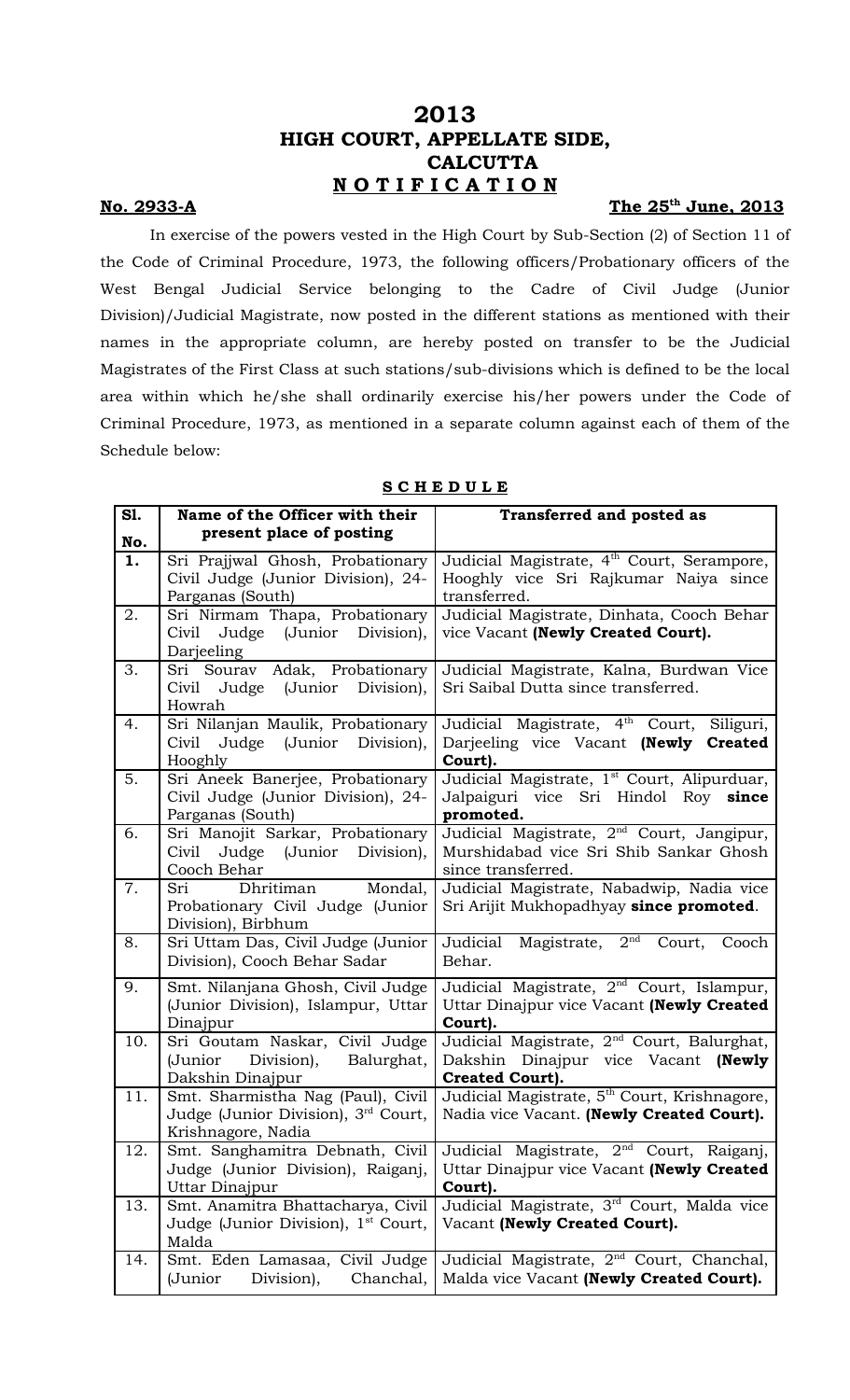# 2013
# HIGH COURT, APPELLATE SIDE,
# CALCUTTA
# NOTIFICATION

**No. 2933-A** **The 25th June, 2013**

In exercise of the powers vested in the High Court by Sub-Section (2) of Section 11 of the Code of Criminal Procedure, 1973, the following officers/Probationary officers of the West Bengal Judicial Service belonging to the Cadre of Civil Judge (Junior Division)/Judicial Magistrate, now posted in the different stations as mentioned with their names in the appropriate column, are hereby posted on transfer to be the Judicial Magistrates of the First Class at such stations/sub-divisions which is defined to be the local area within which he/she shall ordinarily exercise his/her powers under the Code of Criminal Procedure, 1973, as mentioned in a separate column against each of them of the Schedule below:

**SCHEDULE**

| Sl. No. | Name of the Officer with their present place of posting | Transferred and posted as |
|---|---|---|
| 1. | Sri Prajjwal Ghosh, Probationary Civil Judge (Junior Division), 24-Parganas (South) | Judicial Magistrate, 4th Court, Serampore, Hooghly vice Sri Rajkumar Naiya since transferred. |
| 2. | Sri Nirmam Thapa, Probationary Civil Judge (Junior Division), Darjeeling | Judicial Magistrate, Dinhata, Cooch Behar vice Vacant **(Newly Created Court).** |
| 3. | Sri Sourav Adak, Probationary Civil Judge (Junior Division), Howrah | Judicial Magistrate, Kalna, Burdwan Vice Sri Saibal Dutta since transferred. |
| 4. | Sri Nilanjan Maulik, Probationary Civil Judge (Junior Division), Hooghly | Judicial Magistrate, 4th Court, Siliguri, Darjeeling vice Vacant **(Newly Created Court).** |
| 5. | Sri Aneek Banerjee, Probationary Civil Judge (Junior Division), 24-Parganas (South) | Judicial Magistrate, 1st Court, Alipurduar, Jalpaiguri vice Sri Hindol Roy **since promoted.** |
| 6. | Sri Manojit Sarkar, Probationary Civil Judge (Junior Division), Cooch Behar | Judicial Magistrate, 2nd Court, Jangipur, Murshidabad vice Sri Shib Sankar Ghosh since transferred. |
| 7. | Sri Dhritiman Mondal, Probationary Civil Judge (Junior Division), Birbhum | Judicial Magistrate, Nabadwip, Nadia vice Sri Arijit Mukhopadhyay **since promoted**. |
| 8. | Sri Uttam Das, Civil Judge (Junior Division), Cooch Behar Sadar | Judicial Magistrate, 2nd Court, Cooch Behar. |
| 9. | Smt. Nilanjana Ghosh, Civil Judge (Junior Division), Islampur, Uttar Dinajpur | Judicial Magistrate, 2nd Court, Islampur, Uttar Dinajpur vice Vacant **(Newly Created Court).** |
| 10. | Sri Goutam Naskar, Civil Judge (Junior Division), Balurghat, Dakshin Dinajpur | Judicial Magistrate, 2nd Court, Balurghat, Dakshin Dinajpur vice Vacant **(Newly Created Court).** |
| 11. | Smt. Sharmistha Nag (Paul), Civil Judge (Junior Division), 3rd Court, Krishnagore, Nadia | Judicial Magistrate, 5th Court, Krishnagore, Nadia vice Vacant. **(Newly Created Court).** |
| 12. | Smt. Sanghamitra Debnath, Civil Judge (Junior Division), Raiganj, Uttar Dinajpur | Judicial Magistrate, 2nd Court, Raiganj, Uttar Dinajpur vice Vacant **(Newly Created Court).** |
| 13. | Smt. Anamitra Bhattacharya, Civil Judge (Junior Division), 1st Court, Malda | Judicial Magistrate, 3rd Court, Malda vice Vacant **(Newly Created Court).** |
| 14. | Smt. Eden Lamasaa, Civil Judge (Junior Division), Chanchal, | Judicial Magistrate, 2nd Court, Chanchal, Malda vice Vacant **(Newly Created Court).** |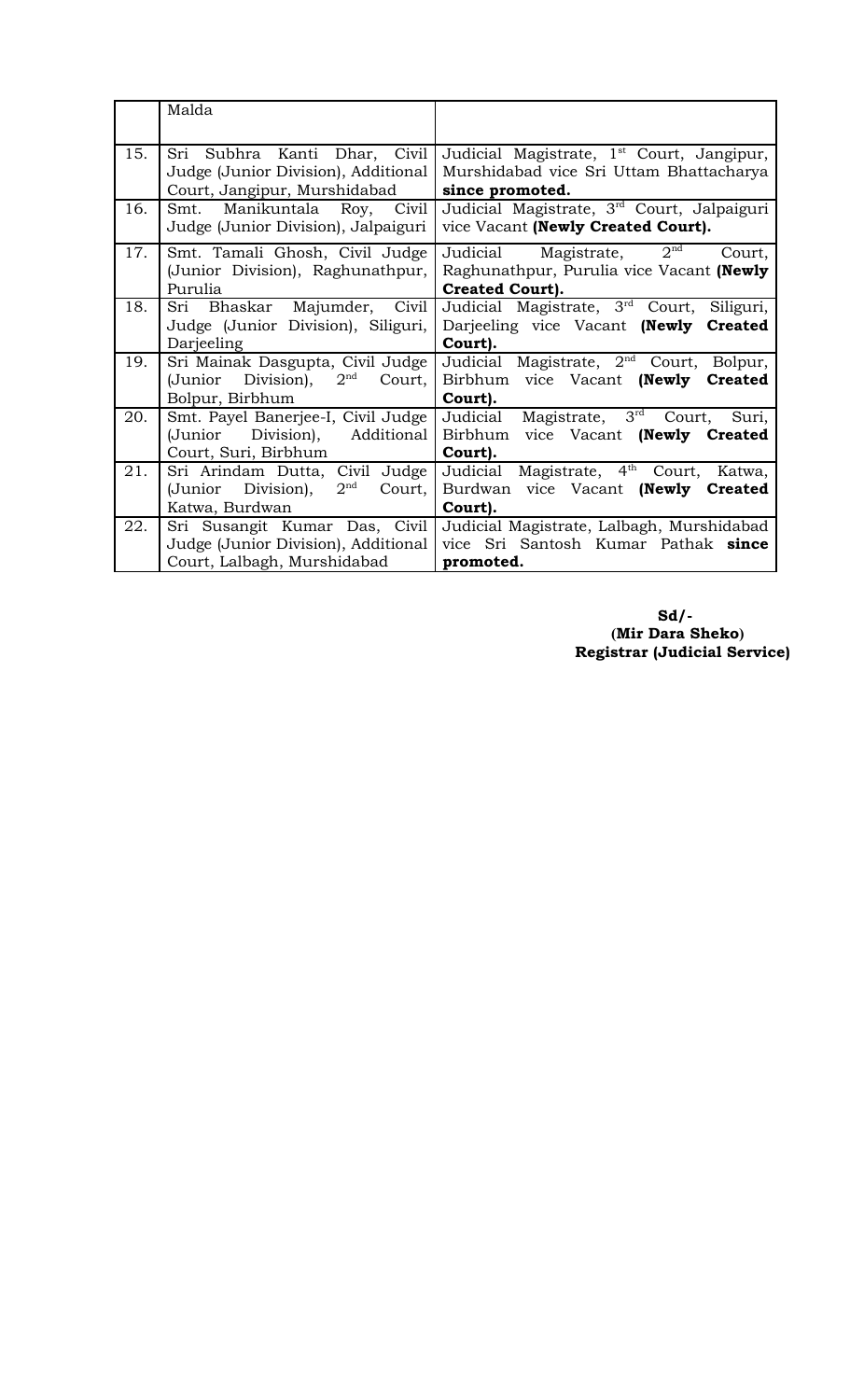| | | |
|---|---|---|
| | Malda | |
| 15. | Sri Subhra Kanti Dhar, Civil Judge (Junior Division), Additional Court, Jangipur, Murshidabad | Judicial Magistrate, 1st Court, Jangipur, Murshidabad vice Sri Uttam Bhattacharya **since promoted.** |
| 16. | Smt. Manikuntala Roy, Civil Judge (Junior Division), Jalpaiguri | Judicial Magistrate, 3rd Court, Jalpaiguri vice Vacant **(Newly Created Court).** |
| 17. | Smt. Tamali Ghosh, Civil Judge (Junior Division), Raghunathpur, Purulia | Judicial Magistrate, 2nd Court, Raghunathpur, Purulia vice Vacant **(Newly Created Court).** |
| 18. | Sri Bhaskar Majumder, Civil Judge (Junior Division), Siliguri, Darjeeling | Judicial Magistrate, 3rd Court, Siliguri, Darjeeling vice Vacant **(Newly Created Court).** |
| 19. | Sri Mainak Dasgupta, Civil Judge (Junior Division), 2nd Court, Bolpur, Birbhum | Judicial Magistrate, 2nd Court, Bolpur, Birbhum vice Vacant **(Newly Created Court).** |
| 20. | Smt. Payel Banerjee-I, Civil Judge (Junior Division), Additional Court, Suri, Birbhum | Judicial Magistrate, 3rd Court, Suri, Birbhum vice Vacant **(Newly Created Court).** |
| 21. | Sri Arindam Dutta, Civil Judge (Junior Division), 2nd Court, Katwa, Burdwan | Judicial Magistrate, 4th Court, Katwa, Burdwan vice Vacant **(Newly Created Court).** |
| 22. | Sri Susangit Kumar Das, Civil Judge (Junior Division), Additional Court, Lalbagh, Murshidabad | Judicial Magistrate, Lalbagh, Murshidabad vice Sri Santosh Kumar Pathak **since promoted.** |

**Sd/-**
**(Mir Dara Sheko)**
**Registrar (Judicial Service)**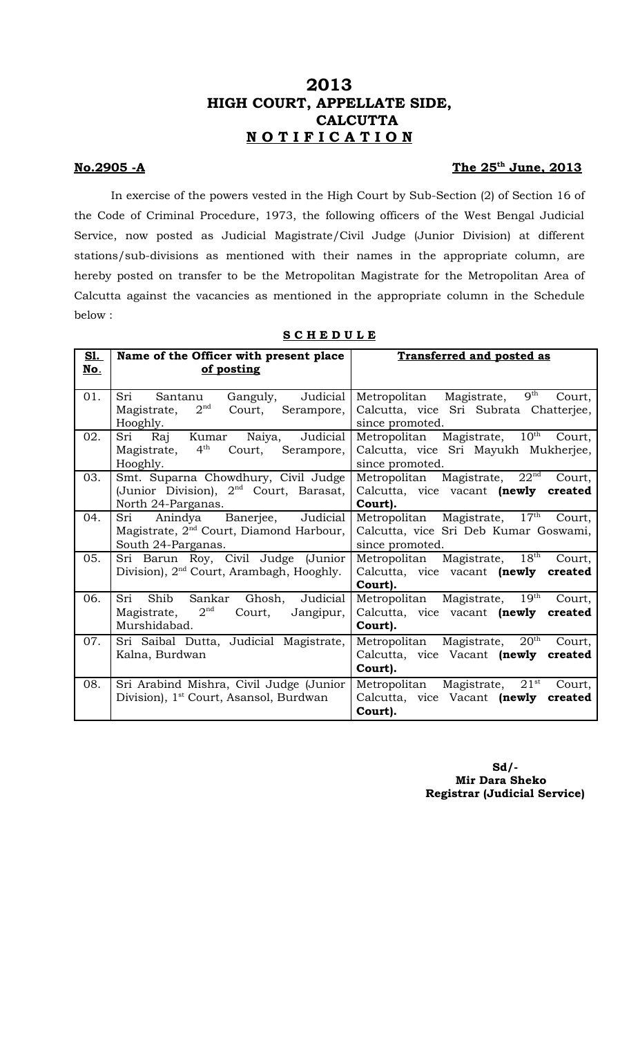# 2013
# HIGH COURT, APPELLATE SIDE, CALCUTTA
## N O T I F I C A T I O N

**No.2905 -A** **The 25th June, 2013**

In exercise of the powers vested in the High Court by Sub-Section (2) of Section 16 of the Code of Criminal Procedure, 1973, the following officers of the West Bengal Judicial Service, now posted as Judicial Magistrate/Civil Judge (Junior Division) at different stations/sub-divisions as mentioned with their names in the appropriate column, are hereby posted on transfer to be the Metropolitan Magistrate for the Metropolitan Area of Calcutta against the vacancies as mentioned in the appropriate column in the Schedule below :

**S C H E D U L E**

| Sl. No. | Name of the Officer with present place of posting | Transferred and posted as |
|---|---|---|
| 01. | Sri Santanu Ganguly, Judicial Magistrate, 2nd Court, Serampore, Hooghly. | Metropolitan Magistrate, 9th Court, Calcutta, vice Sri Subrata Chatterjee, since promoted. |
| 02. | Sri Raj Kumar Naiya, Judicial Magistrate, 4th Court, Serampore, Hooghly. | Metropolitan Magistrate, 10th Court, Calcutta, vice Sri Mayukh Mukherjee, since promoted. |
| 03. | Smt. Suparna Chowdhury, Civil Judge (Junior Division), 2nd Court, Barasat, North 24-Parganas. | Metropolitan Magistrate, 22nd Court, Calcutta, vice vacant **(newly created Court).** |
| 04. | Sri Anindya Banerjee, Judicial Magistrate, 2nd Court, Diamond Harbour, South 24-Parganas. | Metropolitan Magistrate, 17th Court, Calcutta, vice Sri Deb Kumar Goswami, since promoted. |
| 05. | Sri Barun Roy, Civil Judge (Junior Division), 2nd Court, Arambagh, Hooghly. | Metropolitan Magistrate, 18th Court, Calcutta, vice vacant **(newly created Court).** |
| 06. | Sri Shib Sankar Ghosh, Judicial Magistrate, 2nd Court, Jangipur, Murshidabad. | Metropolitan Magistrate, 19th Court, Calcutta, vice vacant **(newly created Court).** |
| 07. | Sri Saibal Dutta, Judicial Magistrate, Kalna, Burdwan | Metropolitan Magistrate, 20th Court, Calcutta, vice Vacant **(newly created Court).** |
| 08. | Sri Arabind Mishra, Civil Judge (Junior Division), 1st Court, Asansol, Burdwan | Metropolitan Magistrate, 21st Court, Calcutta, vice Vacant **(newly created Court).** |

**Sd/-**
**Mir Dara Sheko**
**Registrar (Judicial Service)**